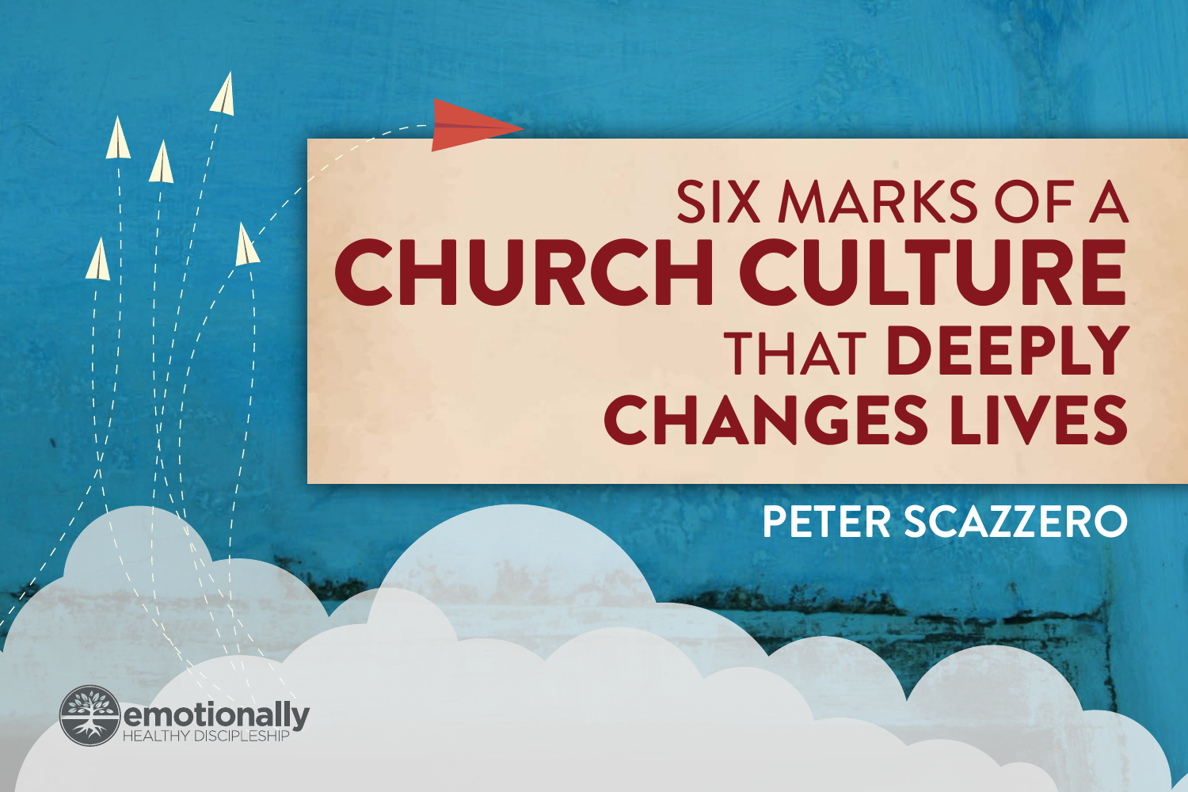# SIX MARKS OF A CHURCH CULTURE THAT DEEPLY CHANGES LIVES

**PETER SCAZZERO**

emotionally HEALTHY DISCIPLESHIP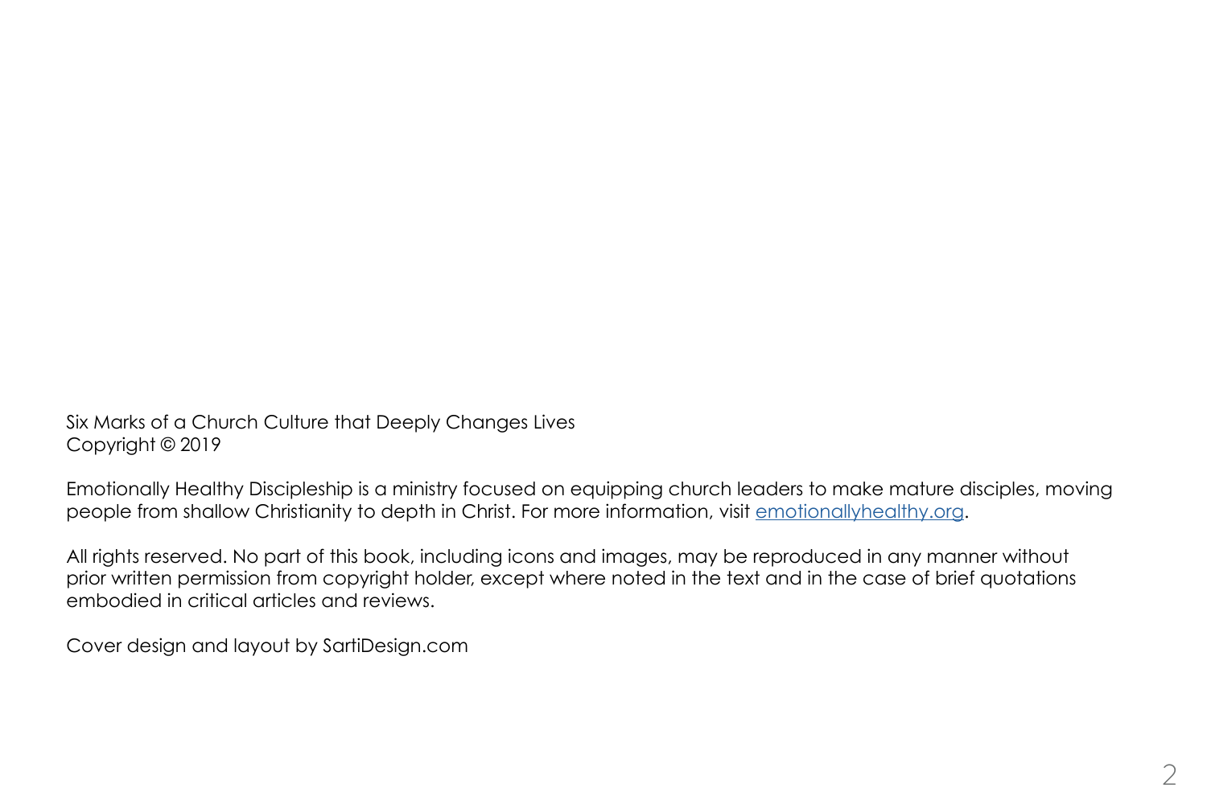Six Marks of a Church Culture that Deeply Changes Lives
Copyright © 2019

Emotionally Healthy Discipleship is a ministry focused on equipping church leaders to make mature disciples, moving people from shallow Christianity to depth in Christ. For more information, visit emotionallyhealthy.org.

All rights reserved. No part of this book, including icons and images, may be reproduced in any manner without prior written permission from copyright holder, except where noted in the text and in the case of brief quotations embodied in critical articles and reviews.

Cover design and layout by SartiDesign.com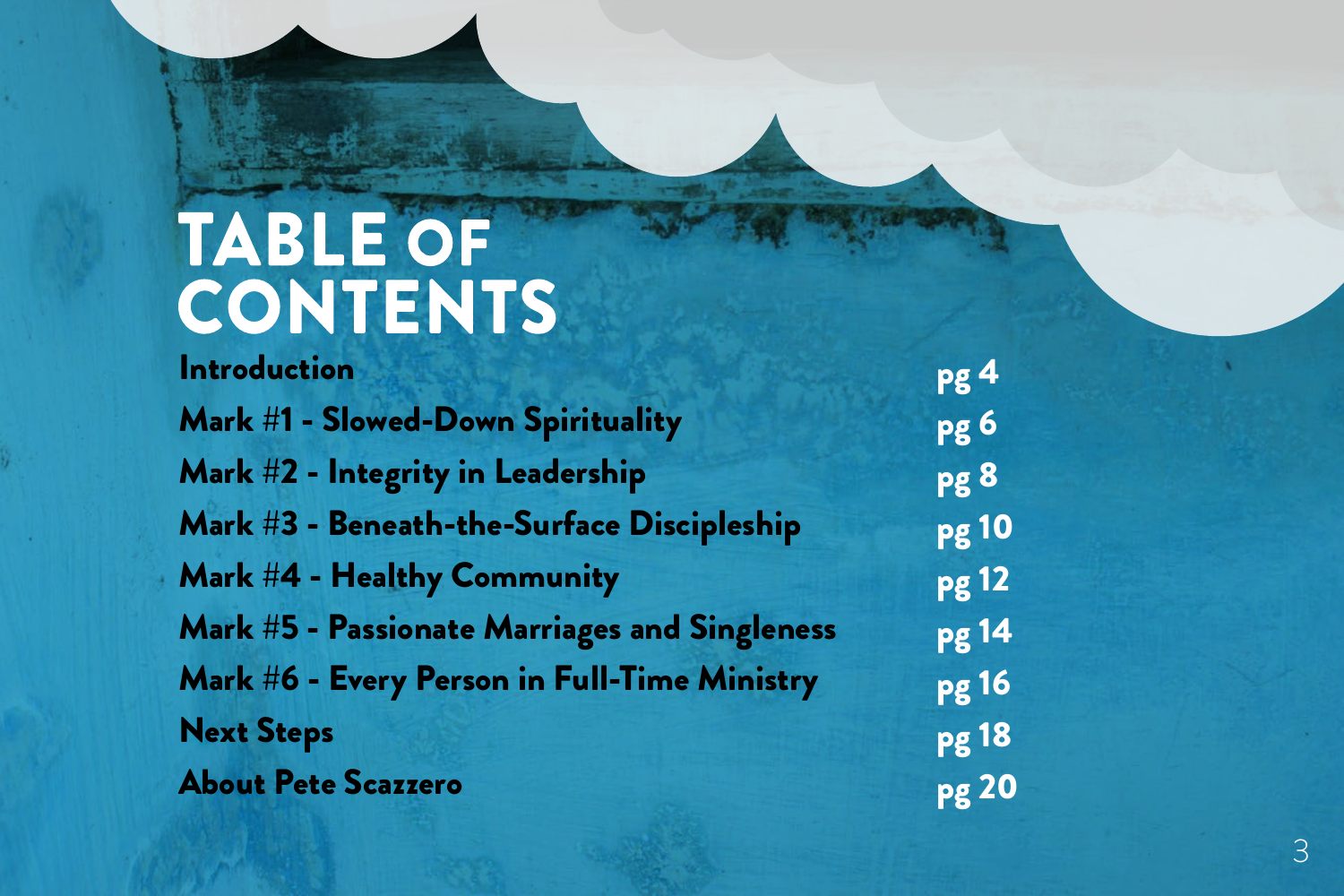# TABLE OF CONTENTS

| | |
|---|---|
| **Introduction** | **pg 4** |
| **Mark #1 - Slowed-Down Spirituality** | **pg 6** |
| **Mark #2 - Integrity in Leadership** | **pg 8** |
| **Mark #3 - Beneath-the-Surface Discipleship** | **pg 10** |
| **Mark #4 - Healthy Community** | **pg 12** |
| **Mark #5 - Passionate Marriages and Singleness** | **pg 14** |
| **Mark #6 - Every Person in Full-Time Ministry** | **pg 16** |
| **Next Steps** | **pg 18** |
| **About Pete Scazzero** | **pg 20** |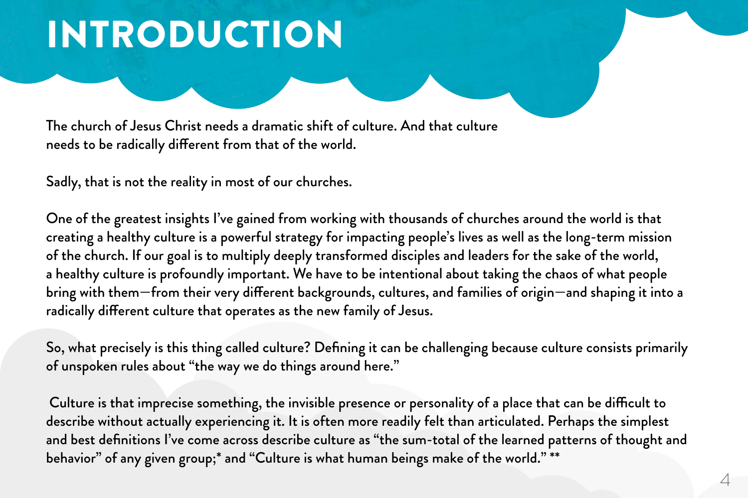# INTRODUCTION

The church of Jesus Christ needs a dramatic shift of culture. And that culture needs to be radically different from that of the world.

Sadly, that is not the reality in most of our churches.

One of the greatest insights I've gained from working with thousands of churches around the world is that creating a healthy culture is a powerful strategy for impacting people's lives as well as the long-term mission of the church. If our goal is to multiply deeply transformed disciples and leaders for the sake of the world, a healthy culture is profoundly important. We have to be intentional about taking the chaos of what people bring with them—from their very different backgrounds, cultures, and families of origin—and shaping it into a radically different culture that operates as the new family of Jesus.

So, what precisely is this thing called culture? Defining it can be challenging because culture consists primarily of unspoken rules about "the way we do things around here."

Culture is that imprecise something, the invisible presence or personality of a place that can be difficult to describe without actually experiencing it. It is often more readily felt than articulated. Perhaps the simplest and best definitions I've come across describe culture as "the sum-total of the learned patterns of thought and behavior" of any given group;* and "Culture is what human beings make of the world." **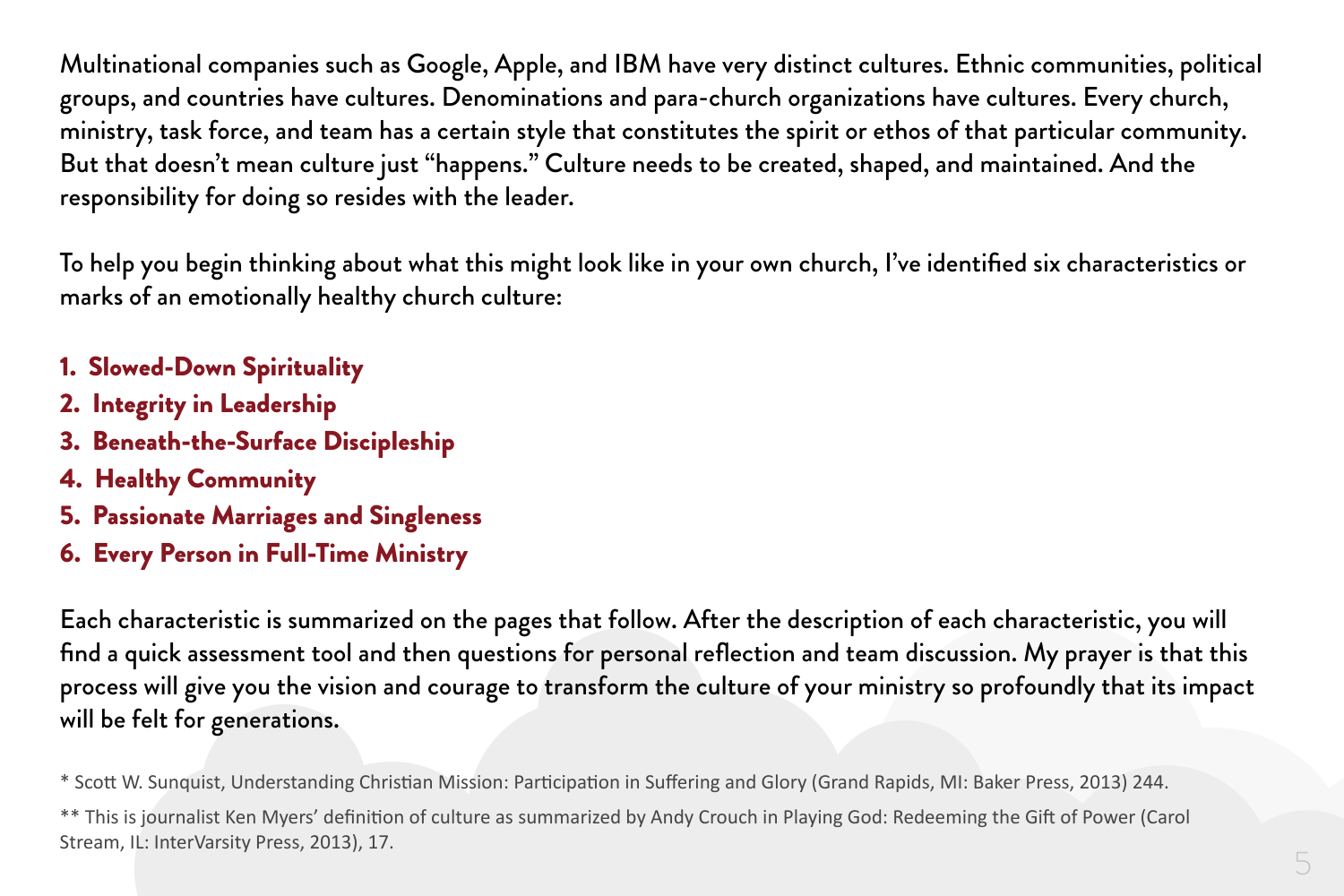Multinational companies such as Google, Apple, and IBM have very distinct cultures. Ethnic communities, political groups, and countries have cultures. Denominations and para-church organizations have cultures. Every church, ministry, task force, and team has a certain style that constitutes the spirit or ethos of that particular community. But that doesn't mean culture just "happens." Culture needs to be created, shaped, and maintained. And the responsibility for doing so resides with the leader.

To help you begin thinking about what this might look like in your own church, I've identified six characteristics or marks of an emotionally healthy church culture:

1. **Slowed-Down Spirituality**
2. **Integrity in Leadership**
3. **Beneath-the-Surface Discipleship**
4. **Healthy Community**
5. **Passionate Marriages and Singleness**
6. **Every Person in Full-Time Ministry**

Each characteristic is summarized on the pages that follow. After the description of each characteristic, you will find a quick assessment tool and then questions for personal reflection and team discussion. My prayer is that this process will give you the vision and courage to transform the culture of your ministry so profoundly that its impact will be felt for generations.

* Scott W. Sunquist, Understanding Christian Mission: Participation in Suffering and Glory (Grand Rapids, MI: Baker Press, 2013) 244.

** This is journalist Ken Myers' definition of culture as summarized by Andy Crouch in Playing God: Redeeming the Gift of Power (Carol Stream, IL: InterVarsity Press, 2013), 17.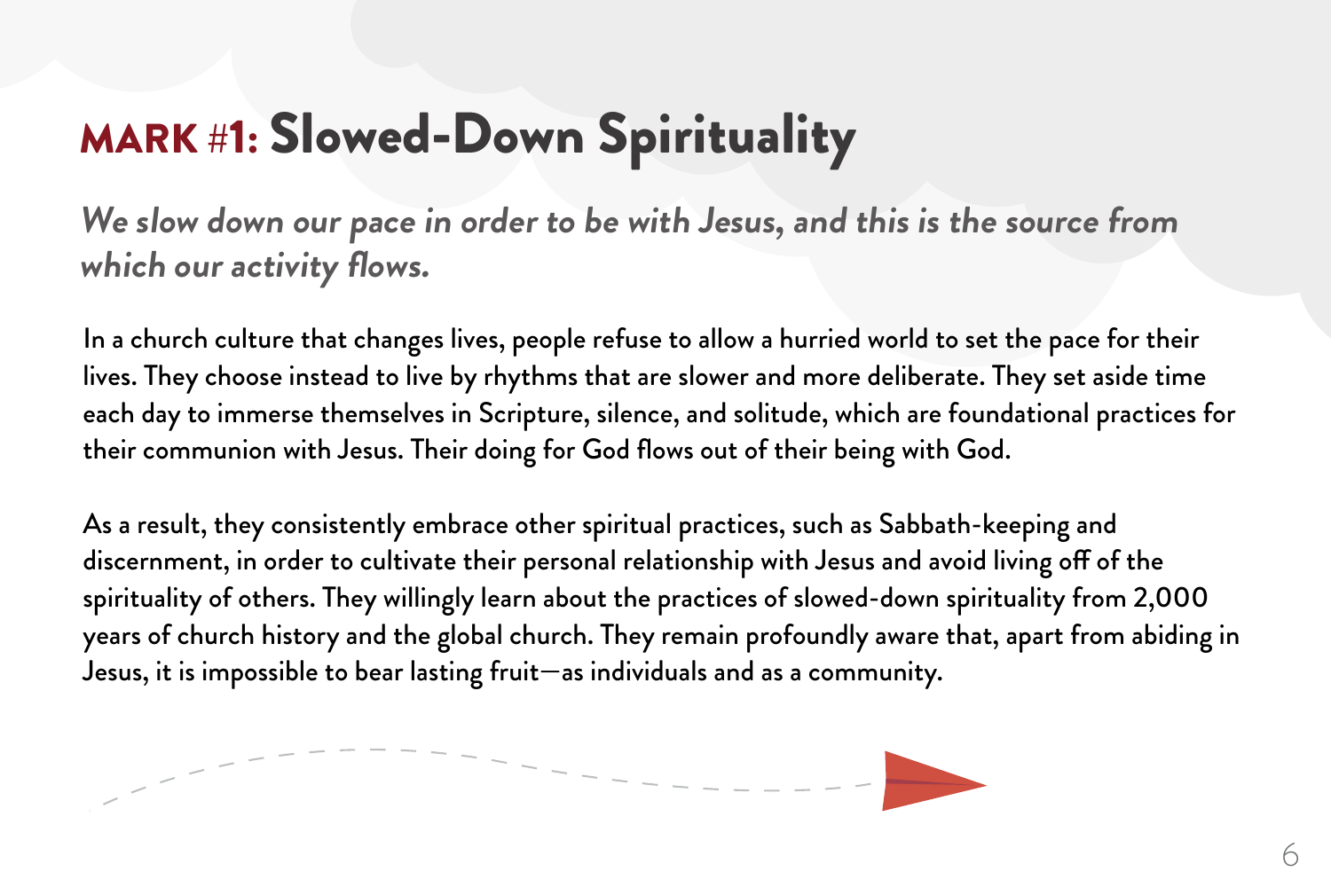# MARK #1: Slowed-Down Spirituality

*We slow down our pace in order to be with Jesus, and this is the source from which our activity flows.*

In a church culture that changes lives, people refuse to allow a hurried world to set the pace for their lives. They choose instead to live by rhythms that are slower and more deliberate. They set aside time each day to immerse themselves in Scripture, silence, and solitude, which are foundational practices for their communion with Jesus. Their doing for God flows out of their being with God.

As a result, they consistently embrace other spiritual practices, such as Sabbath-keeping and discernment, in order to cultivate their personal relationship with Jesus and avoid living off of the spirituality of others. They willingly learn about the practices of slowed-down spirituality from 2,000 years of church history and the global church. They remain profoundly aware that, apart from abiding in Jesus, it is impossible to bear lasting fruit—as individuals and as a community.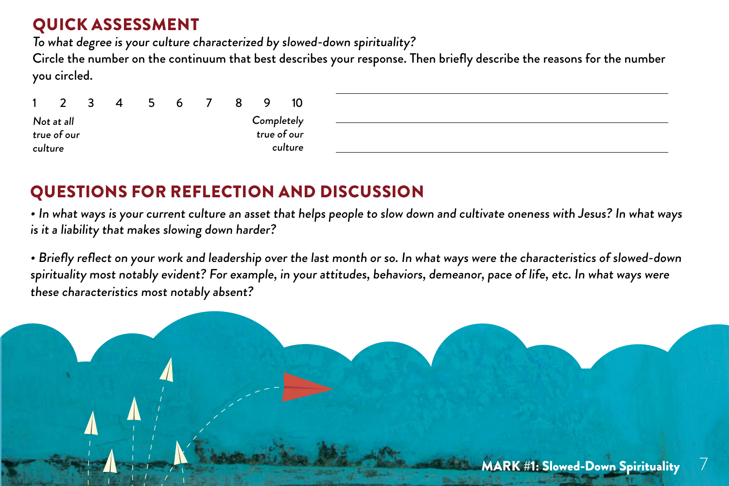## QUICK ASSESSMENT

*To what degree is your culture characterized by slowed-down spirituality?*

Circle the number on the continuum that best describes your response. Then briefly describe the reasons for the number you circled.

1 2 3 4 5 6 7 8 9 10

*Not at all true of our culture* — *Completely true of our culture*

______________________________________________

______________________________________________

______________________________________________

## QUESTIONS FOR REFLECTION AND DISCUSSION

- *In what ways is your current culture an asset that helps people to slow down and cultivate oneness with Jesus? In what ways is it a liability that makes slowing down harder?*

- *Briefly reflect on your work and leadership over the last month or so. In what ways were the characteristics of slowed-down spirituality most notably evident? For example, in your attitudes, behaviors, demeanor, pace of life, etc. In what ways were these characteristics most notably absent?*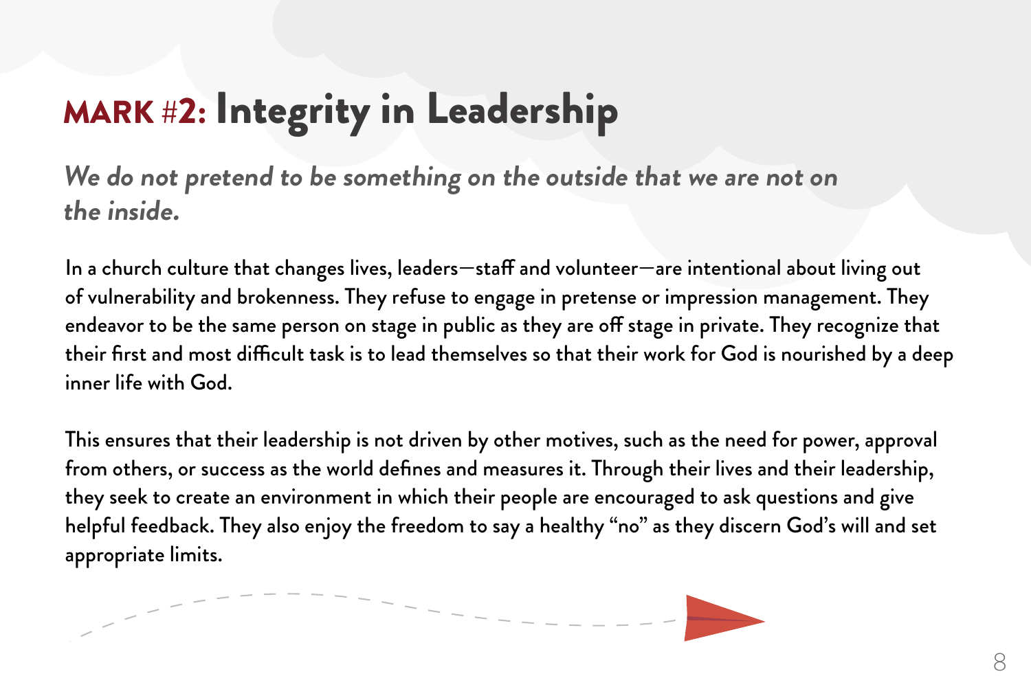# MARK #2: Integrity in Leadership

*We do not pretend to be something on the outside that we are not on the inside.*

In a church culture that changes lives, leaders—staff and volunteer—are intentional about living out of vulnerability and brokenness. They refuse to engage in pretense or impression management. They endeavor to be the same person on stage in public as they are off stage in private. They recognize that their first and most difficult task is to lead themselves so that their work for God is nourished by a deep inner life with God.

This ensures that their leadership is not driven by other motives, such as the need for power, approval from others, or success as the world defines and measures it. Through their lives and their leadership, they seek to create an environment in which their people are encouraged to ask questions and give helpful feedback. They also enjoy the freedom to say a healthy "no" as they discern God's will and set appropriate limits.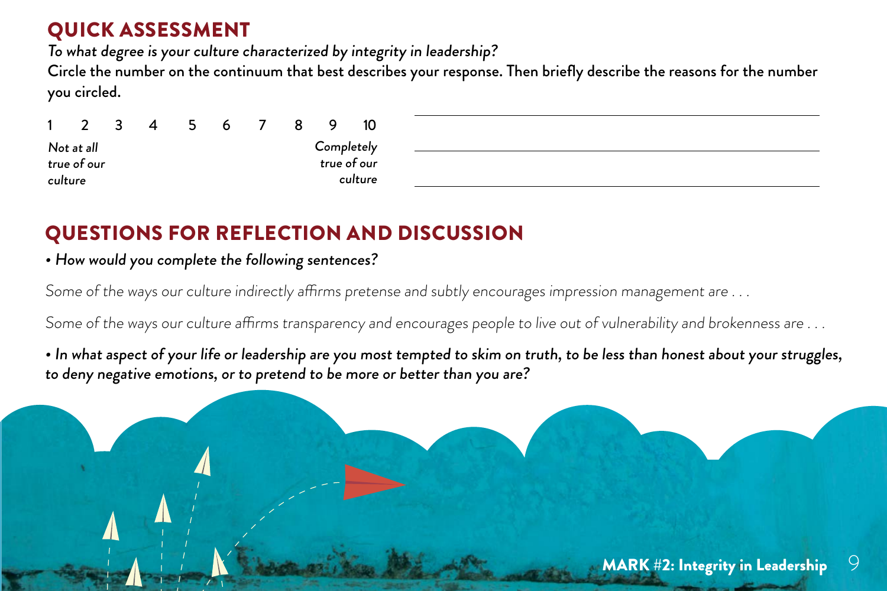## QUICK ASSESSMENT

*To what degree is your culture characterized by integrity in leadership?*

Circle the number on the continuum that best describes your response. Then briefly describe the reasons for the number you circled.

1 2 3 4 5 6 7 8 9 10

*Not at all true of our culture* — *Completely true of our culture*

______________________________________________

______________________________________________

______________________________________________

## QUESTIONS FOR REFLECTION AND DISCUSSION

- *How would you complete the following sentences?*

*Some of the ways our culture indirectly affirms pretense and subtly encourages impression management are . . .*

*Some of the ways our culture affirms transparency and encourages people to live out of vulnerability and brokenness are . . .*

- *In what aspect of your life or leadership are you most tempted to skim on truth, to be less than honest about your struggles, to deny negative emotions, or to pretend to be more or better than you are?*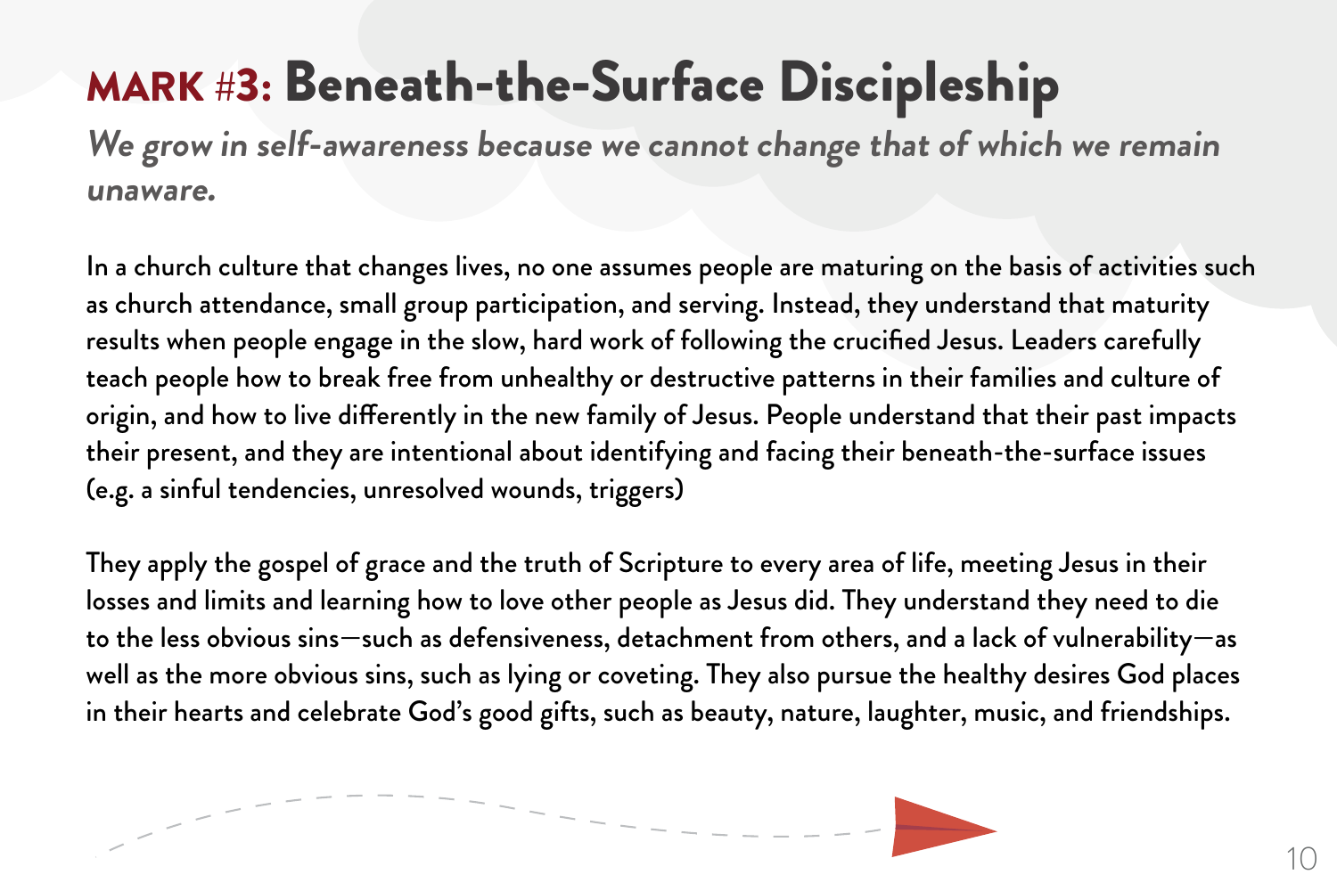# MARK #3: Beneath-the-Surface Discipleship

***We grow in self-awareness because we cannot change that of which we remain unaware.***

In a church culture that changes lives, no one assumes people are maturing on the basis of activities such as church attendance, small group participation, and serving. Instead, they understand that maturity results when people engage in the slow, hard work of following the crucified Jesus. Leaders carefully teach people how to break free from unhealthy or destructive patterns in their families and culture of origin, and how to live differently in the new family of Jesus. People understand that their past impacts their present, and they are intentional about identifying and facing their beneath-the-surface issues (e.g. a sinful tendencies, unresolved wounds, triggers)

They apply the gospel of grace and the truth of Scripture to every area of life, meeting Jesus in their losses and limits and learning how to love other people as Jesus did. They understand they need to die to the less obvious sins—such as defensiveness, detachment from others, and a lack of vulnerability—as well as the more obvious sins, such as lying or coveting. They also pursue the healthy desires God places in their hearts and celebrate God's good gifts, such as beauty, nature, laughter, music, and friendships.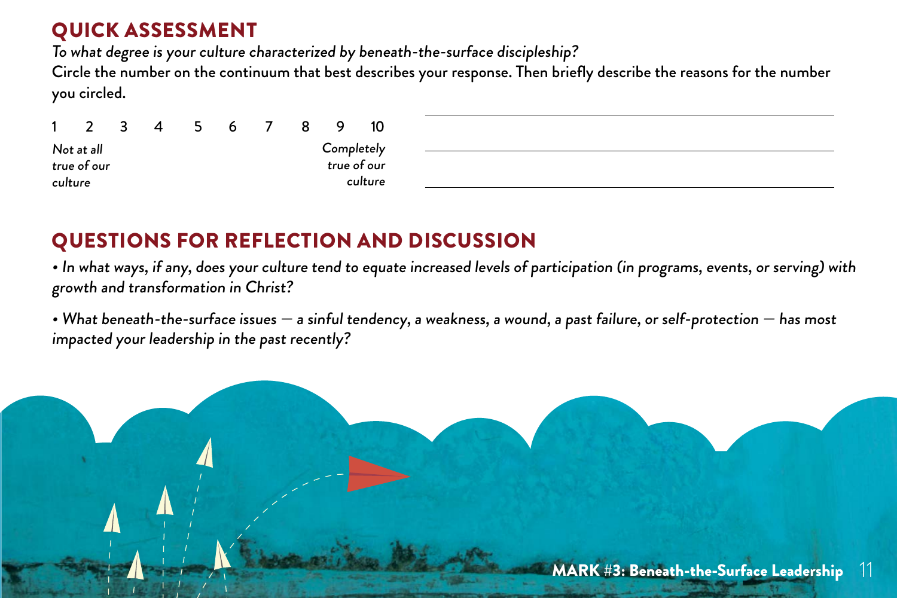## QUICK ASSESSMENT

*To what degree is your culture characterized by beneath-the-surface discipleship?*

Circle the number on the continuum that best describes your response. Then briefly describe the reasons for the number you circled.

1 2 3 4 5 6 7 8 9 10

*Not at all true of our culture* — *Completely true of our culture*

______________________________________________

______________________________________________

______________________________________________

## QUESTIONS FOR REFLECTION AND DISCUSSION

- *In what ways, if any, does your culture tend to equate increased levels of participation (in programs, events, or serving) with growth and transformation in Christ?*

- *What beneath-the-surface issues — a sinful tendency, a weakness, a wound, a past failure, or self-protection — has most impacted your leadership in the past recently?*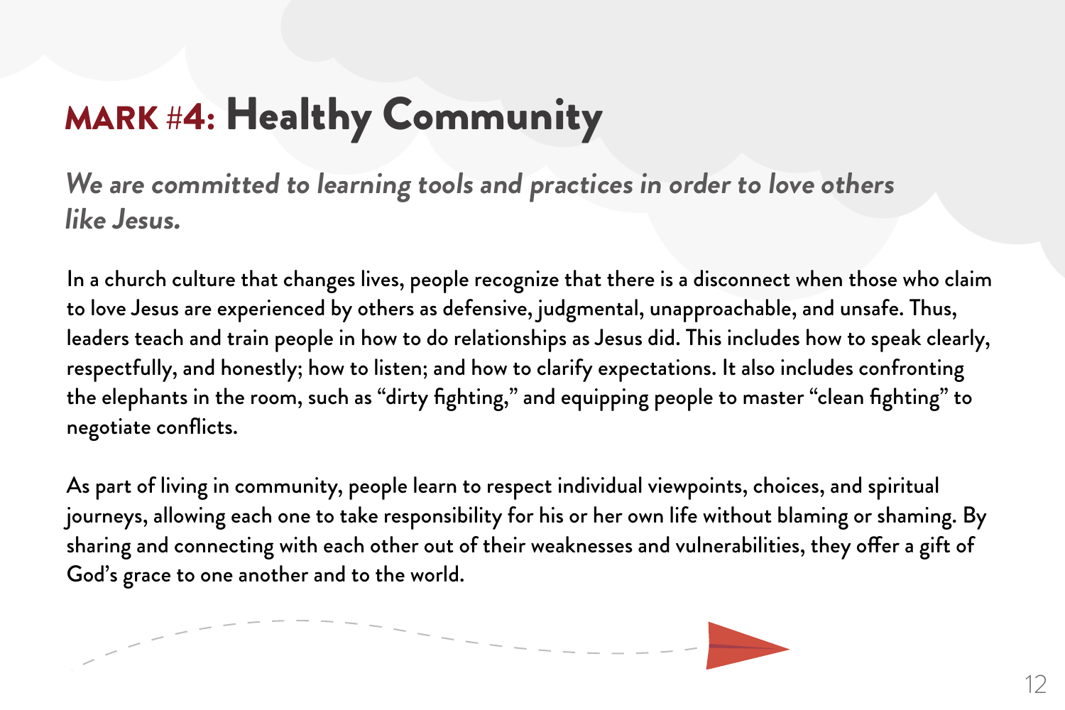# MARK #4: Healthy Community

***We are committed to learning tools and practices in order to love others like Jesus.***

In a church culture that changes lives, people recognize that there is a disconnect when those who claim to love Jesus are experienced by others as defensive, judgmental, unapproachable, and unsafe. Thus, leaders teach and train people in how to do relationships as Jesus did. This includes how to speak clearly, respectfully, and honestly; how to listen; and how to clarify expectations. It also includes confronting the elephants in the room, such as "dirty fighting," and equipping people to master "clean fighting" to negotiate conflicts.

As part of living in community, people learn to respect individual viewpoints, choices, and spiritual journeys, allowing each one to take responsibility for his or her own life without blaming or shaming. By sharing and connecting with each other out of their weaknesses and vulnerabilities, they offer a gift of God's grace to one another and to the world.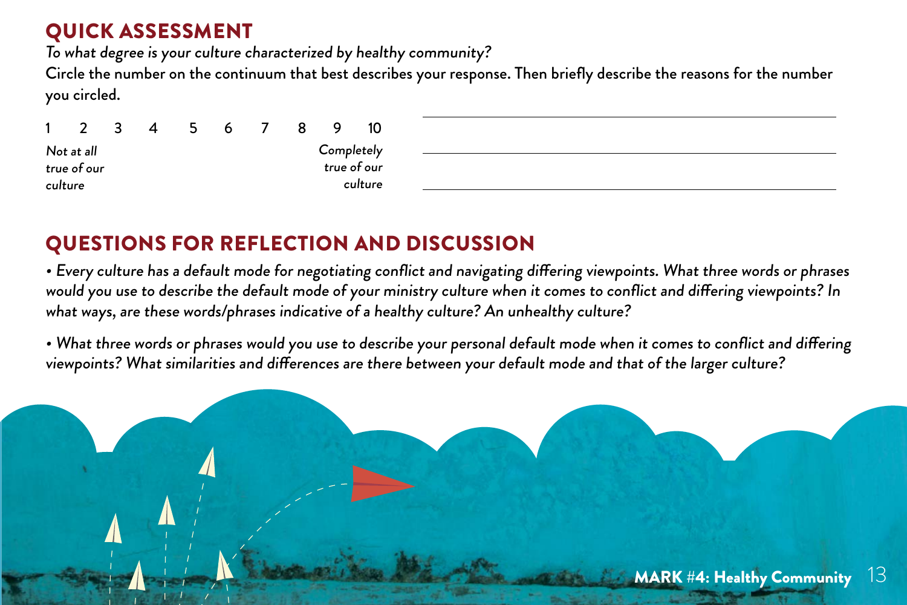## QUICK ASSESSMENT

*To what degree is your culture characterized by healthy community?*

Circle the number on the continuum that best describes your response. Then briefly describe the reasons for the number you circled.

1 2 3 4 5 6 7 8 9 10

*Not at all true of our culture* — *Completely true of our culture*

______________________________

______________________________

______________________________

## QUESTIONS FOR REFLECTION AND DISCUSSION

- *Every culture has a default mode for negotiating conflict and navigating differing viewpoints. What three words or phrases would you use to describe the default mode of your ministry culture when it comes to conflict and differing viewpoints? In what ways, are these words/phrases indicative of a healthy culture? An unhealthy culture?*

- *What three words or phrases would you use to describe your personal default mode when it comes to conflict and differing viewpoints? What similarities and differences are there between your default mode and that of the larger culture?*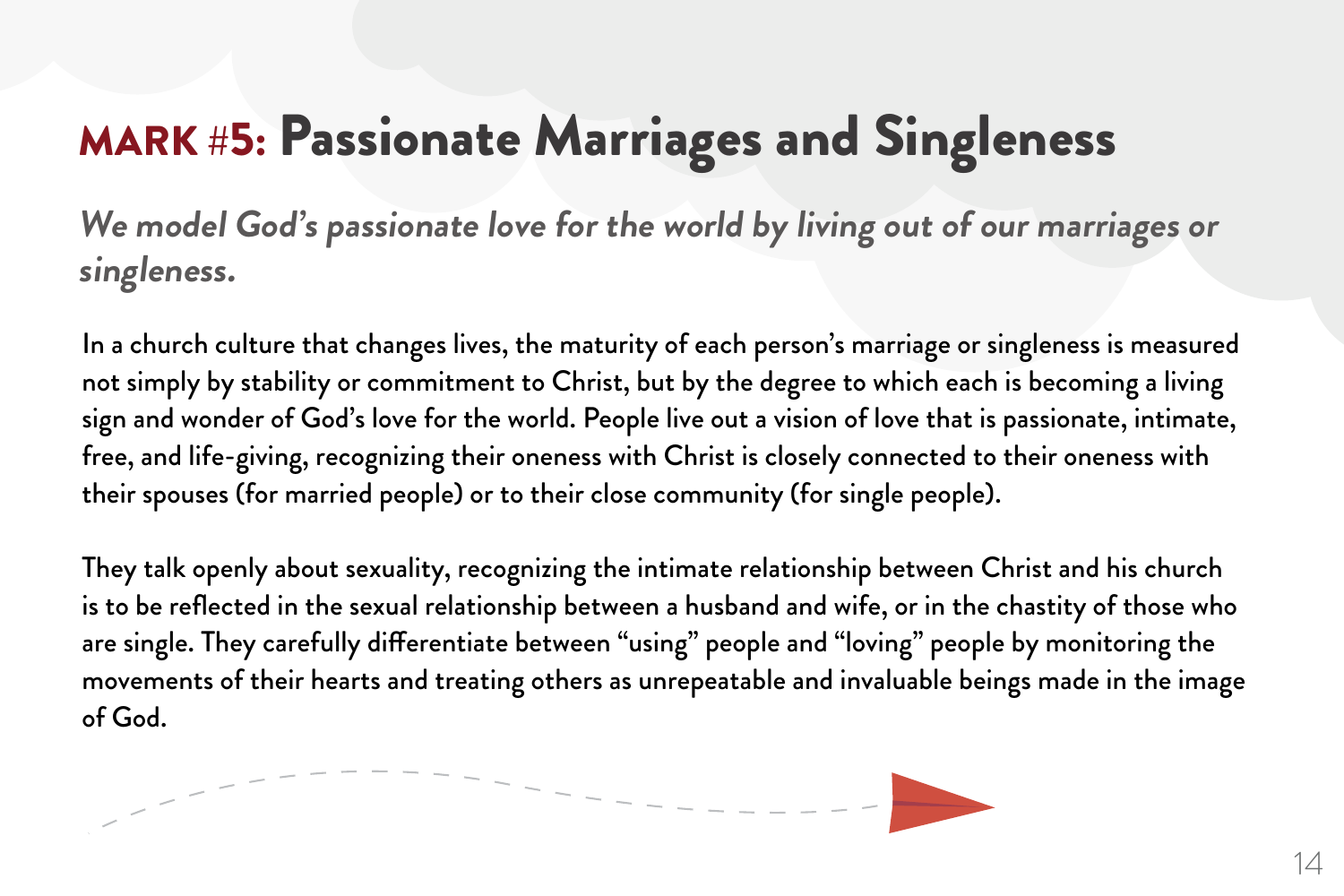# MARK #5: Passionate Marriages and Singleness

***We model God's passionate love for the world by living out of our marriages or singleness.***

In a church culture that changes lives, the maturity of each person's marriage or singleness is measured not simply by stability or commitment to Christ, but by the degree to which each is becoming a living sign and wonder of God's love for the world. People live out a vision of love that is passionate, intimate, free, and life-giving, recognizing their oneness with Christ is closely connected to their oneness with their spouses (for married people) or to their close community (for single people).

They talk openly about sexuality, recognizing the intimate relationship between Christ and his church is to be reflected in the sexual relationship between a husband and wife, or in the chastity of those who are single. They carefully differentiate between "using" people and "loving" people by monitoring the movements of their hearts and treating others as unrepeatable and invaluable beings made in the image of God.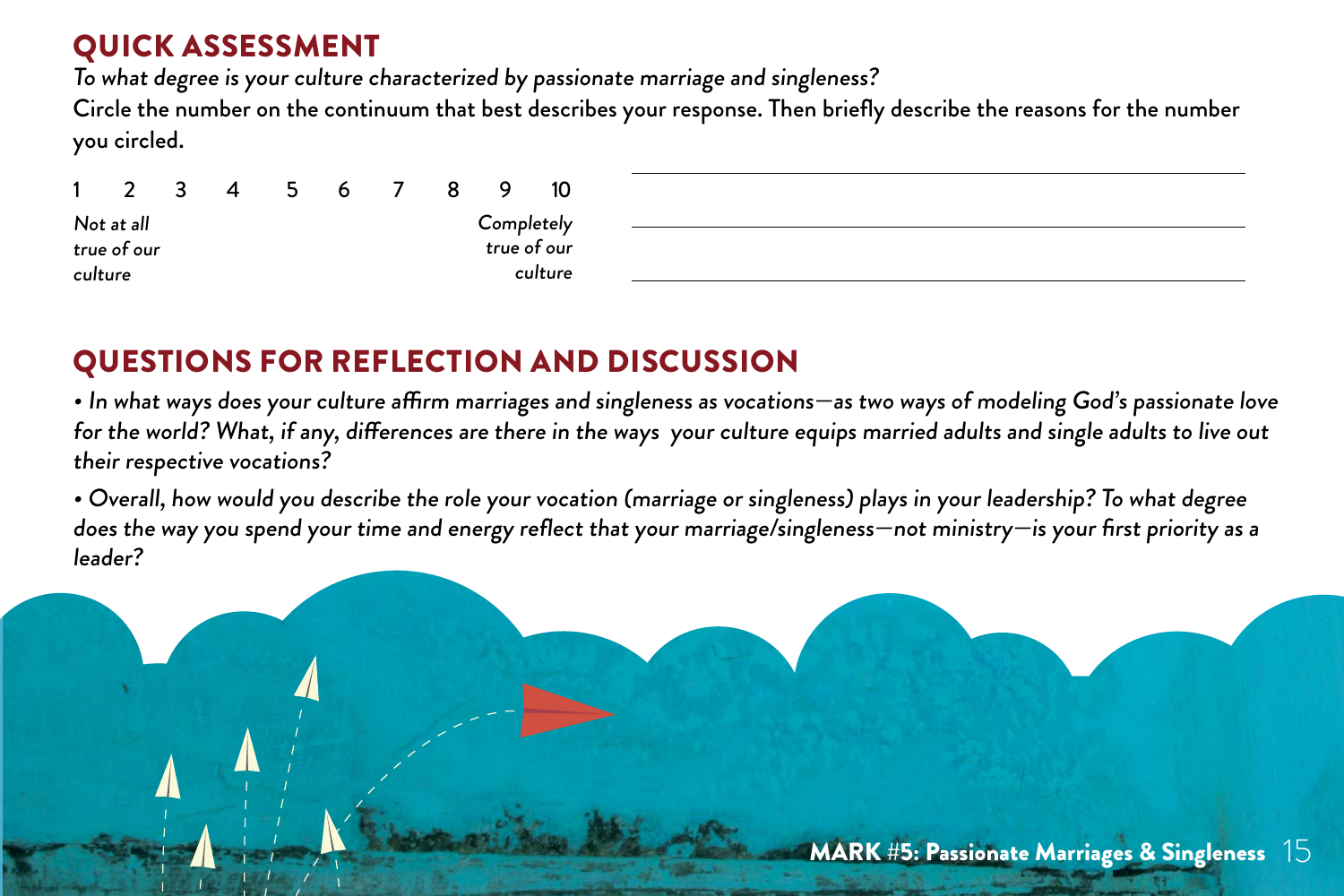## QUICK ASSESSMENT

*To what degree is your culture characterized by passionate marriage and singleness?*

Circle the number on the continuum that best describes your response. Then briefly describe the reasons for the number you circled.

| 1 | 2 | 3 | 4 | 5 | 6 | 7 | 8 | 9 | 10 |
|---|---|---|---|---|---|---|---|---|---|
| *Not at all true of our culture* | | | | | | | | | *Completely true of our culture* |

______________________________________________

______________________________________________

______________________________________________

## QUESTIONS FOR REFLECTION AND DISCUSSION

- *In what ways does your culture affirm marriages and singleness as vocations—as two ways of modeling God's passionate love for the world? What, if any, differences are there in the ways your culture equips married adults and single adults to live out their respective vocations?*

- *Overall, how would you describe the role your vocation (marriage or singleness) plays in your leadership? To what degree does the way you spend your time and energy reflect that your marriage/singleness—not ministry—is your first priority as a leader?*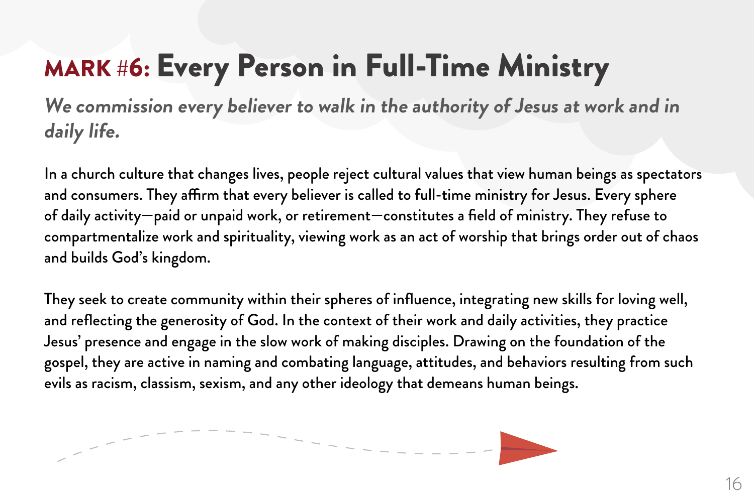# MARK #6: Every Person in Full-Time Ministry

***We commission every believer to walk in the authority of Jesus at work and in daily life.***

In a church culture that changes lives, people reject cultural values that view human beings as spectators and consumers. They affirm that every believer is called to full-time ministry for Jesus. Every sphere of daily activity—paid or unpaid work, or retirement—constitutes a field of ministry. They refuse to compartmentalize work and spirituality, viewing work as an act of worship that brings order out of chaos and builds God's kingdom.

They seek to create community within their spheres of influence, integrating new skills for loving well, and reflecting the generosity of God. In the context of their work and daily activities, they practice Jesus' presence and engage in the slow work of making disciples. Drawing on the foundation of the gospel, they are active in naming and combating language, attitudes, and behaviors resulting from such evils as racism, classism, sexism, and any other ideology that demeans human beings.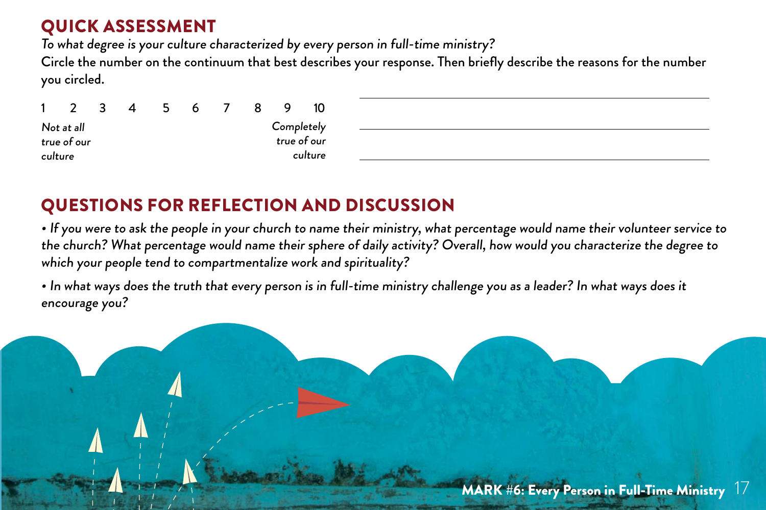## QUICK ASSESSMENT

*To what degree is your culture characterized by every person in full-time ministry?*

Circle the number on the continuum that best describes your response. Then briefly describe the reasons for the number you circled.

1 2 3 4 5 6 7 8 9 10

*Not at all true of our culture* — *Completely true of our culture*

\_\_\_\_\_\_\_\_\_\_\_\_\_\_\_\_\_\_\_\_\_\_\_\_\_\_\_\_\_\_\_\_\_\_\_\_\_\_\_\_

\_\_\_\_\_\_\_\_\_\_\_\_\_\_\_\_\_\_\_\_\_\_\_\_\_\_\_\_\_\_\_\_\_\_\_\_\_\_\_\_

\_\_\_\_\_\_\_\_\_\_\_\_\_\_\_\_\_\_\_\_\_\_\_\_\_\_\_\_\_\_\_\_\_\_\_\_\_\_\_\_

## QUESTIONS FOR REFLECTION AND DISCUSSION

- *If you were to ask the people in your church to name their ministry, what percentage would name their volunteer service to the church? What percentage would name their sphere of daily activity? Overall, how would you characterize the degree to which your people tend to compartmentalize work and spirituality?*
- *In what ways does the truth that every person is in full-time ministry challenge you as a leader? In what ways does it encourage you?*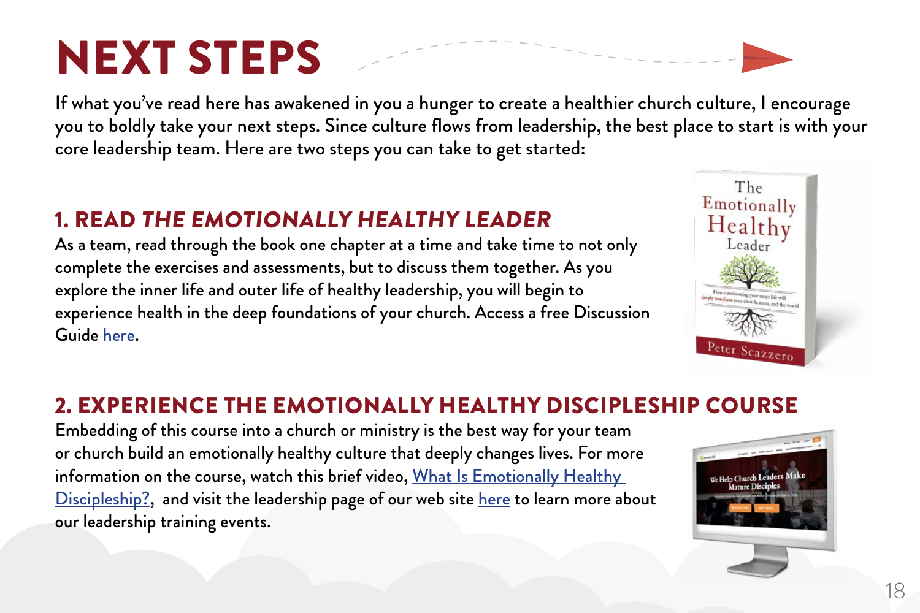# NEXT STEPS

If what you've read here has awakened in you a hunger to create a healthier church culture, I encourage you to boldly take your next steps. Since culture flows from leadership, the best place to start is with your core leadership team. Here are two steps you can take to get started:

## 1. READ *THE EMOTIONALLY HEALTHY LEADER*

As a team, read through the book one chapter at a time and take time to not only complete the exercises and assessments, but to discuss them together. As you explore the inner life and outer life of healthy leadership, you will begin to experience health in the deep foundations of your church. Access a free Discussion Guide here.

## 2. EXPERIENCE THE EMOTIONALLY HEALTHY DISCIPLESHIP COURSE

Embedding of this course into a church or ministry is the best way for your team or church build an emotionally healthy culture that deeply changes lives. For more information on the course, watch this brief video, What Is Emotionally Healthy Discipleship?, and visit the leadership page of our web site here to learn more about our leadership training events.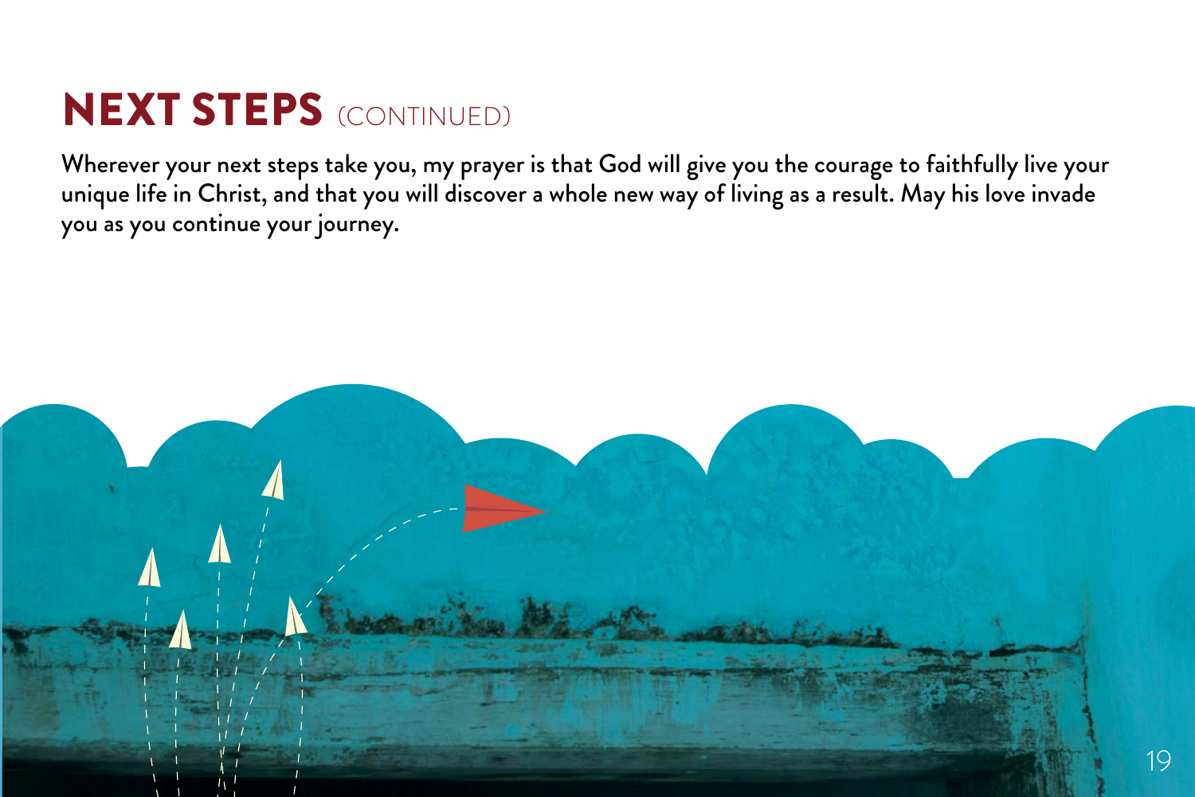# NEXT STEPS (CONTINUED)

Wherever your next steps take you, my prayer is that God will give you the courage to faithfully live your unique life in Christ, and that you will discover a whole new way of living as a result. May his love invade you as you continue your journey.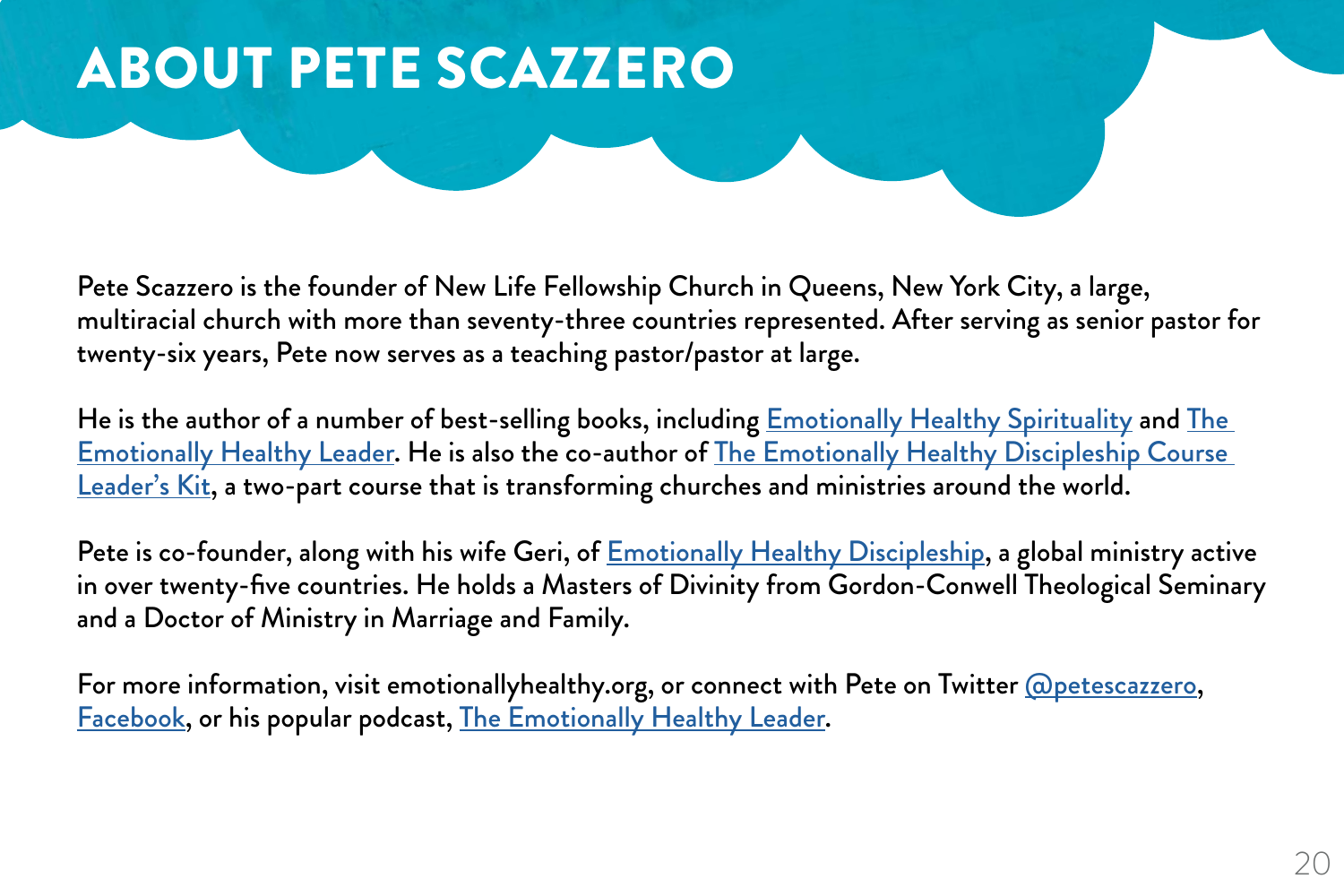# ABOUT PETE SCAZZERO

Pete Scazzero is the founder of New Life Fellowship Church in Queens, New York City, a large, multiracial church with more than seventy-three countries represented. After serving as senior pastor for twenty-six years, Pete now serves as a teaching pastor/pastor at large.

He is the author of a number of best-selling books, including Emotionally Healthy Spirituality and The Emotionally Healthy Leader. He is also the co-author of The Emotionally Healthy Discipleship Course Leader's Kit, a two-part course that is transforming churches and ministries around the world.

Pete is co-founder, along with his wife Geri, of Emotionally Healthy Discipleship, a global ministry active in over twenty-five countries. He holds a Masters of Divinity from Gordon-Conwell Theological Seminary and a Doctor of Ministry in Marriage and Family.

For more information, visit emotionallyhealthy.org, or connect with Pete on Twitter @petescazzero, Facebook, or his popular podcast, The Emotionally Healthy Leader.